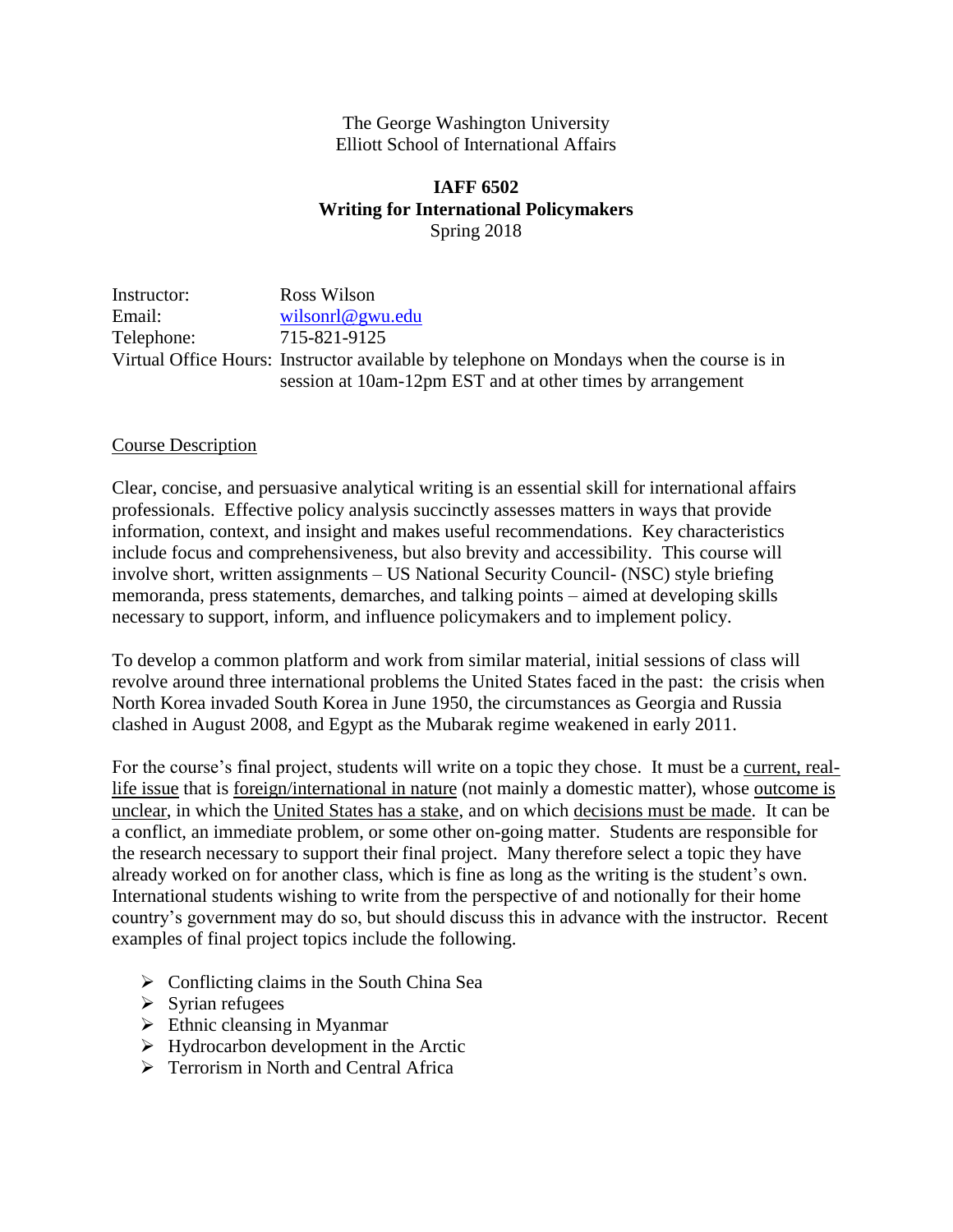The George Washington University
Elliott School of International Affairs

**IAFF 6502**
**Writing for International Policymakers**
Spring 2018

| | |
|---|---|
| Instructor: | Ross Wilson |
| Email: | wilsonrl@gwu.edu |
| Telephone: | 715-821-9125 |
| Virtual Office Hours: | Instructor available by telephone on Mondays when the course is in session at 10am-12pm EST and at other times by arrangement |

## Course Description

Clear, concise, and persuasive analytical writing is an essential skill for international affairs professionals. Effective policy analysis succinctly assesses matters in ways that provide information, context, and insight and makes useful recommendations. Key characteristics include focus and comprehensiveness, but also brevity and accessibility. This course will involve short, written assignments – US National Security Council- (NSC) style briefing memoranda, press statements, demarches, and talking points – aimed at developing skills necessary to support, inform, and influence policymakers and to implement policy.

To develop a common platform and work from similar material, initial sessions of class will revolve around three international problems the United States faced in the past: the crisis when North Korea invaded South Korea in June 1950, the circumstances as Georgia and Russia clashed in August 2008, and Egypt as the Mubarak regime weakened in early 2011.

For the course's final project, students will write on a topic they chose. It must be a current, real-life issue that is foreign/international in nature (not mainly a domestic matter), whose outcome is unclear, in which the United States has a stake, and on which decisions must be made. It can be a conflict, an immediate problem, or some other on-going matter. Students are responsible for the research necessary to support their final project. Many therefore select a topic they have already worked on for another class, which is fine as long as the writing is the student's own. International students wishing to write from the perspective of and notionally for their home country's government may do so, but should discuss this in advance with the instructor. Recent examples of final project topics include the following.

- Conflicting claims in the South China Sea
- Syrian refugees
- Ethnic cleansing in Myanmar
- Hydrocarbon development in the Arctic
- Terrorism in North and Central Africa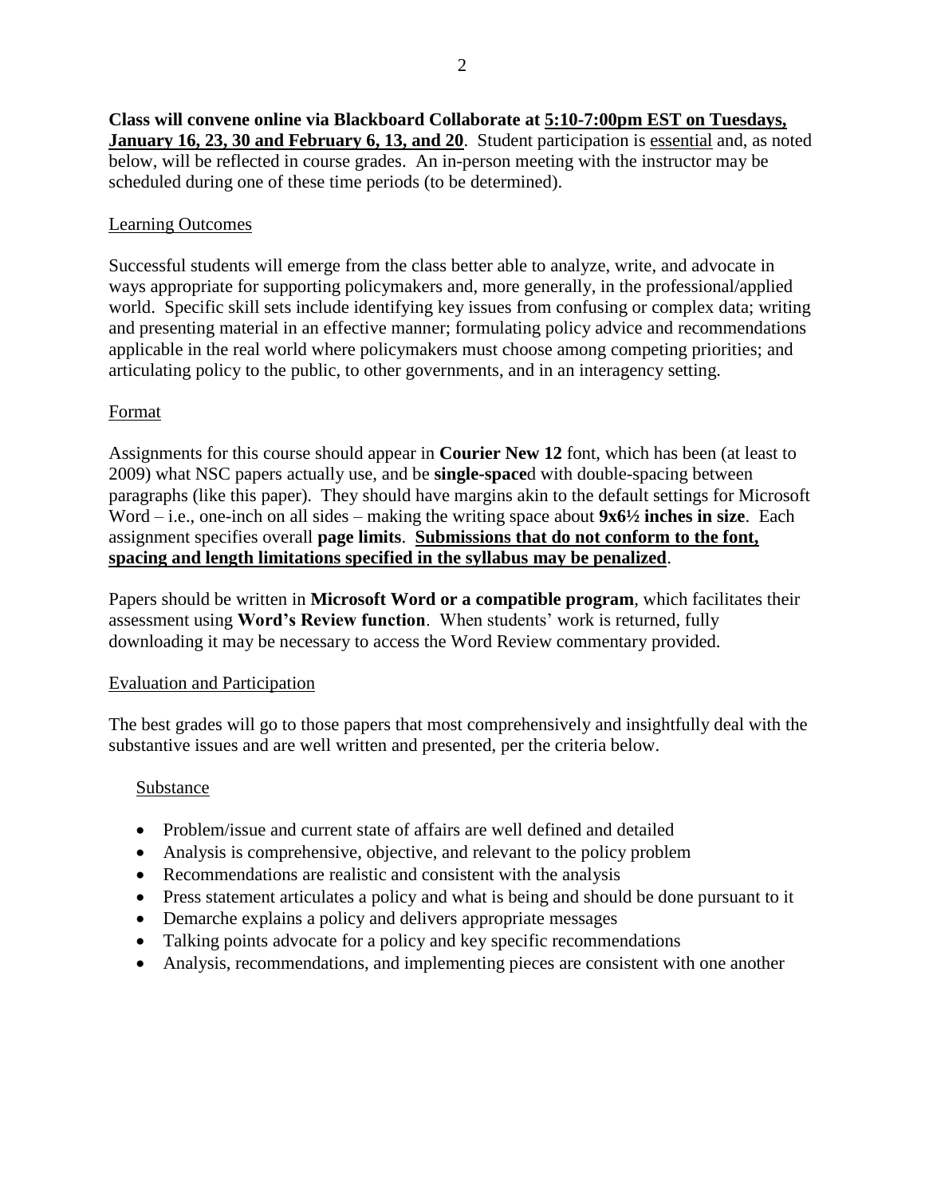**Class will convene online via Blackboard Collaborate at <u>5:10-7:00pm EST on Tuesdays, January 16, 23, 30 and February 6, 13, and 20</u>**. Student participation is <u>essential</u> and, as noted below, will be reflected in course grades. An in-person meeting with the instructor may be scheduled during one of these time periods (to be determined).

<u>Learning Outcomes</u>

Successful students will emerge from the class better able to analyze, write, and advocate in ways appropriate for supporting policymakers and, more generally, in the professional/applied world. Specific skill sets include identifying key issues from confusing or complex data; writing and presenting material in an effective manner; formulating policy advice and recommendations applicable in the real world where policymakers must choose among competing priorities; and articulating policy to the public, to other governments, and in an interagency setting.

<u>Format</u>

Assignments for this course should appear in **Courier New 12** font, which has been (at least to 2009) what NSC papers actually use, and be **single-space**d with double-spacing between paragraphs (like this paper). They should have margins akin to the default settings for Microsoft Word – i.e., one-inch on all sides – making the writing space about **9x6½ inches in size**. Each assignment specifies overall **page limits**. **<u>Submissions that do not conform to the font, spacing and length limitations specified in the syllabus may be penalized</u>**.

Papers should be written in **Microsoft Word or a compatible program**, which facilitates their assessment using **Word's Review function**. When students' work is returned, fully downloading it may be necessary to access the Word Review commentary provided.

<u>Evaluation and Participation</u>

The best grades will go to those papers that most comprehensively and insightfully deal with the substantive issues and are well written and presented, per the criteria below.

<u>Substance</u>

- Problem/issue and current state of affairs are well defined and detailed
- Analysis is comprehensive, objective, and relevant to the policy problem
- Recommendations are realistic and consistent with the analysis
- Press statement articulates a policy and what is being and should be done pursuant to it
- Demarche explains a policy and delivers appropriate messages
- Talking points advocate for a policy and key specific recommendations
- Analysis, recommendations, and implementing pieces are consistent with one another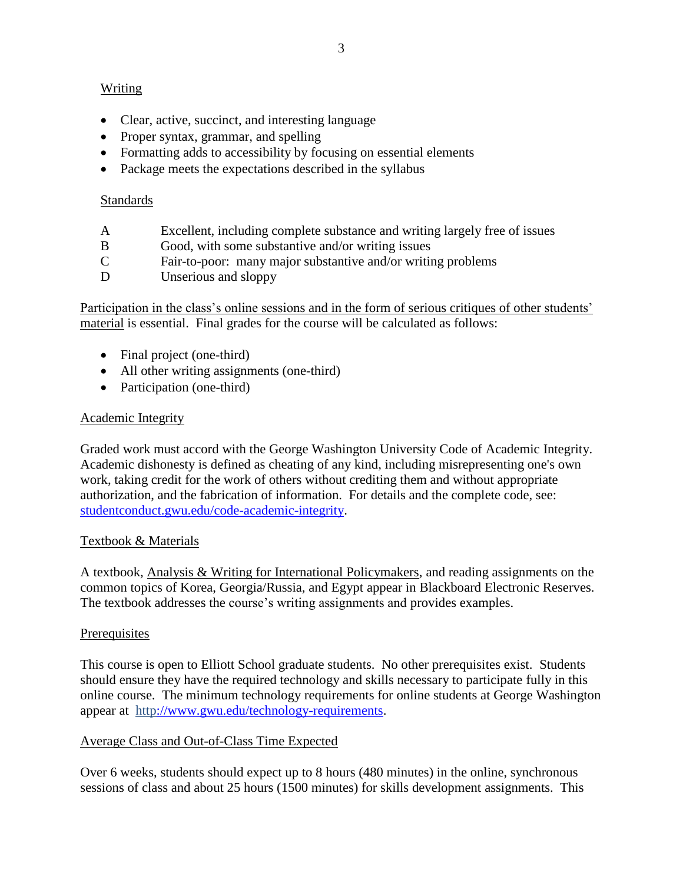Writing

- Clear, active, succinct, and interesting language
- Proper syntax, grammar, and spelling
- Formatting adds to accessibility by focusing on essential elements
- Package meets the expectations described in the syllabus

Standards

| | |
|---|---|
| A | Excellent, including complete substance and writing largely free of issues |
| B | Good, with some substantive and/or writing issues |
| C | Fair-to-poor: many major substantive and/or writing problems |
| D | Unserious and sloppy |

Participation in the class's online sessions and in the form of serious critiques of other students' material is essential. Final grades for the course will be calculated as follows:

- Final project (one-third)
- All other writing assignments (one-third)
- Participation (one-third)

## Academic Integrity

Graded work must accord with the George Washington University Code of Academic Integrity. Academic dishonesty is defined as cheating of any kind, including misrepresenting one's own work, taking credit for the work of others without crediting them and without appropriate authorization, and the fabrication of information. For details and the complete code, see: studentconduct.gwu.edu/code-academic-integrity.

## Textbook & Materials

A textbook, Analysis & Writing for International Policymakers, and reading assignments on the common topics of Korea, Georgia/Russia, and Egypt appear in Blackboard Electronic Reserves. The textbook addresses the course's writing assignments and provides examples.

## Prerequisites

This course is open to Elliott School graduate students. No other prerequisites exist. Students should ensure they have the required technology and skills necessary to participate fully in this online course. The minimum technology requirements for online students at George Washington appear at http://www.gwu.edu/technology-requirements.

## Average Class and Out-of-Class Time Expected

Over 6 weeks, students should expect up to 8 hours (480 minutes) in the online, synchronous sessions of class and about 25 hours (1500 minutes) for skills development assignments. This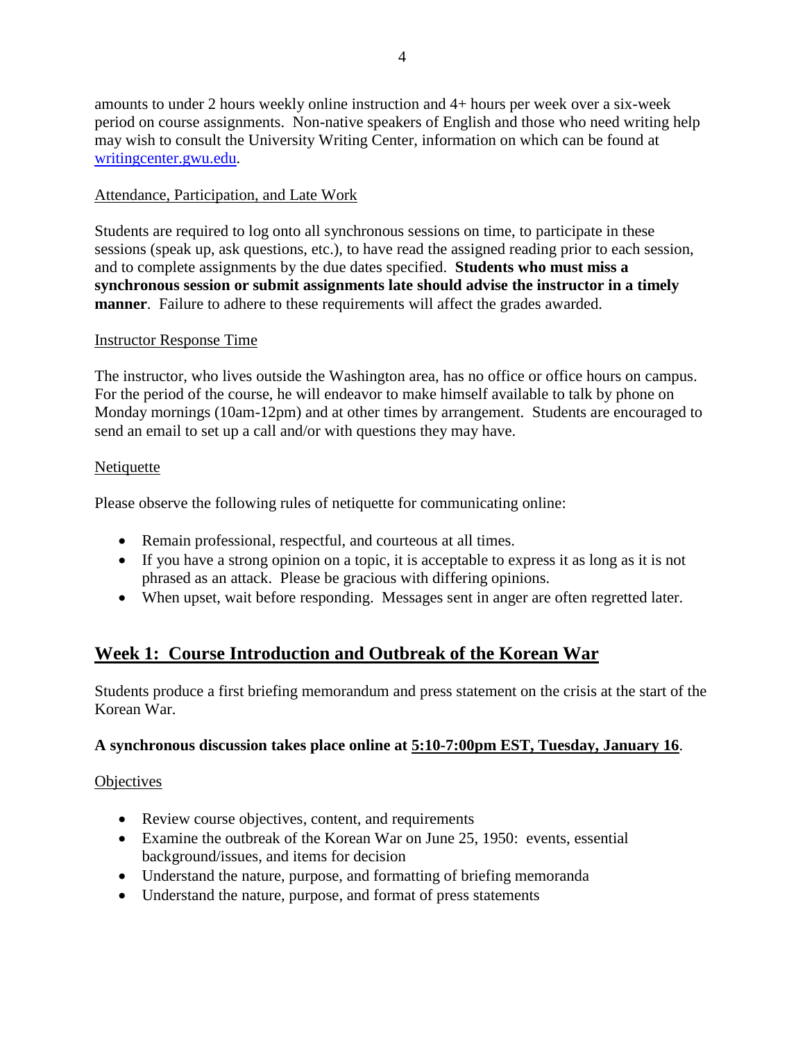amounts to under 2 hours weekly online instruction and 4+ hours per week over a six-week period on course assignments. Non-native speakers of English and those who need writing help may wish to consult the University Writing Center, information on which can be found at [writingcenter.gwu.edu](writingcenter.gwu.edu).

Attendance, Participation, and Late Work

Students are required to log onto all synchronous sessions on time, to participate in these sessions (speak up, ask questions, etc.), to have read the assigned reading prior to each session, and to complete assignments by the due dates specified. **Students who must miss a synchronous session or submit assignments late should advise the instructor in a timely manner**. Failure to adhere to these requirements will affect the grades awarded.

Instructor Response Time

The instructor, who lives outside the Washington area, has no office or office hours on campus. For the period of the course, he will endeavor to make himself available to talk by phone on Monday mornings (10am-12pm) and at other times by arrangement. Students are encouraged to send an email to set up a call and/or with questions they may have.

Netiquette

Please observe the following rules of netiquette for communicating online:

- Remain professional, respectful, and courteous at all times.
- If you have a strong opinion on a topic, it is acceptable to express it as long as it is not phrased as an attack. Please be gracious with differing opinions.
- When upset, wait before responding. Messages sent in anger are often regretted later.

## Week 1: Course Introduction and Outbreak of the Korean War

Students produce a first briefing memorandum and press statement on the crisis at the start of the Korean War.

**A synchronous discussion takes place online at 5:10-7:00pm EST, Tuesday, January 16**.

Objectives

- Review course objectives, content, and requirements
- Examine the outbreak of the Korean War on June 25, 1950: events, essential background/issues, and items for decision
- Understand the nature, purpose, and formatting of briefing memoranda
- Understand the nature, purpose, and format of press statements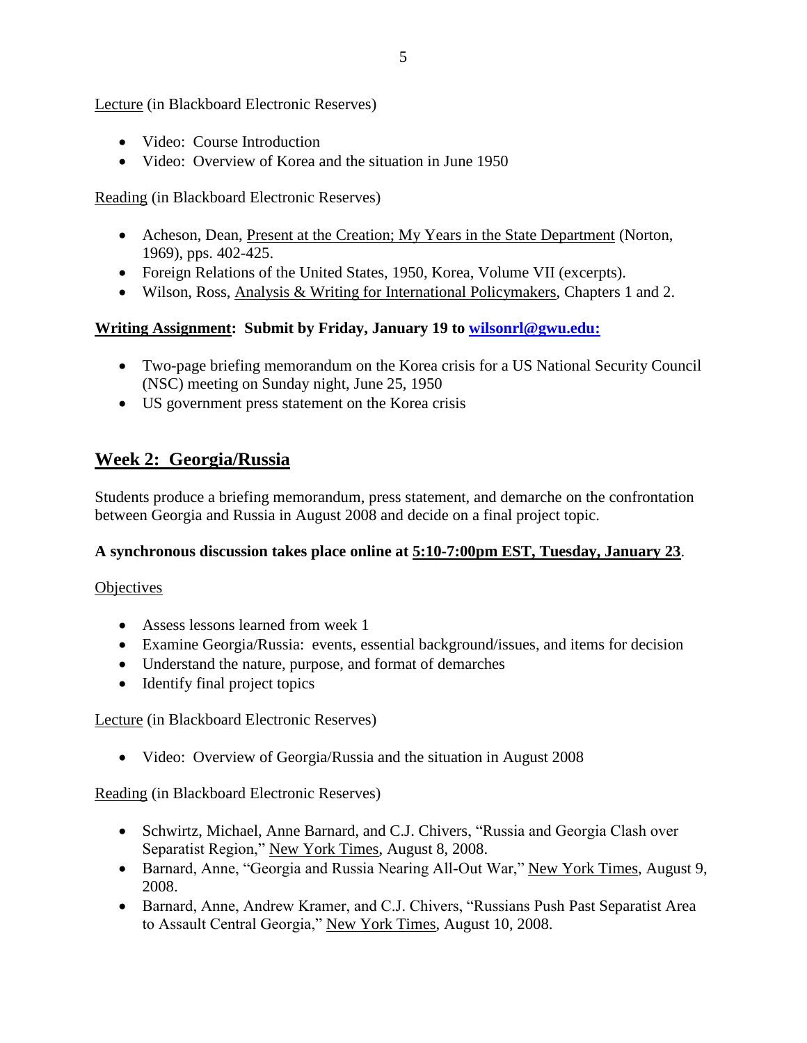Lecture (in Blackboard Electronic Reserves)

- Video: Course Introduction
- Video: Overview of Korea and the situation in June 1950

Reading (in Blackboard Electronic Reserves)

- Acheson, Dean, Present at the Creation; My Years in the State Department (Norton, 1969), pps. 402-425.
- Foreign Relations of the United States, 1950, Korea, Volume VII (excerpts).
- Wilson, Ross, Analysis & Writing for International Policymakers, Chapters 1 and 2.

**Writing Assignment: Submit by Friday, January 19 to wilsonrl@gwu.edu:**

- Two-page briefing memorandum on the Korea crisis for a US National Security Council (NSC) meeting on Sunday night, June 25, 1950
- US government press statement on the Korea crisis

## Week 2: Georgia/Russia

Students produce a briefing memorandum, press statement, and demarche on the confrontation between Georgia and Russia in August 2008 and decide on a final project topic.

**A synchronous discussion takes place online at 5:10-7:00pm EST, Tuesday, January 23.**

Objectives

- Assess lessons learned from week 1
- Examine Georgia/Russia: events, essential background/issues, and items for decision
- Understand the nature, purpose, and format of demarches
- Identify final project topics

Lecture (in Blackboard Electronic Reserves)

- Video: Overview of Georgia/Russia and the situation in August 2008

Reading (in Blackboard Electronic Reserves)

- Schwirtz, Michael, Anne Barnard, and C.J. Chivers, "Russia and Georgia Clash over Separatist Region," New York Times, August 8, 2008.
- Barnard, Anne, "Georgia and Russia Nearing All-Out War," New York Times, August 9, 2008.
- Barnard, Anne, Andrew Kramer, and C.J. Chivers, "Russians Push Past Separatist Area to Assault Central Georgia," New York Times, August 10, 2008.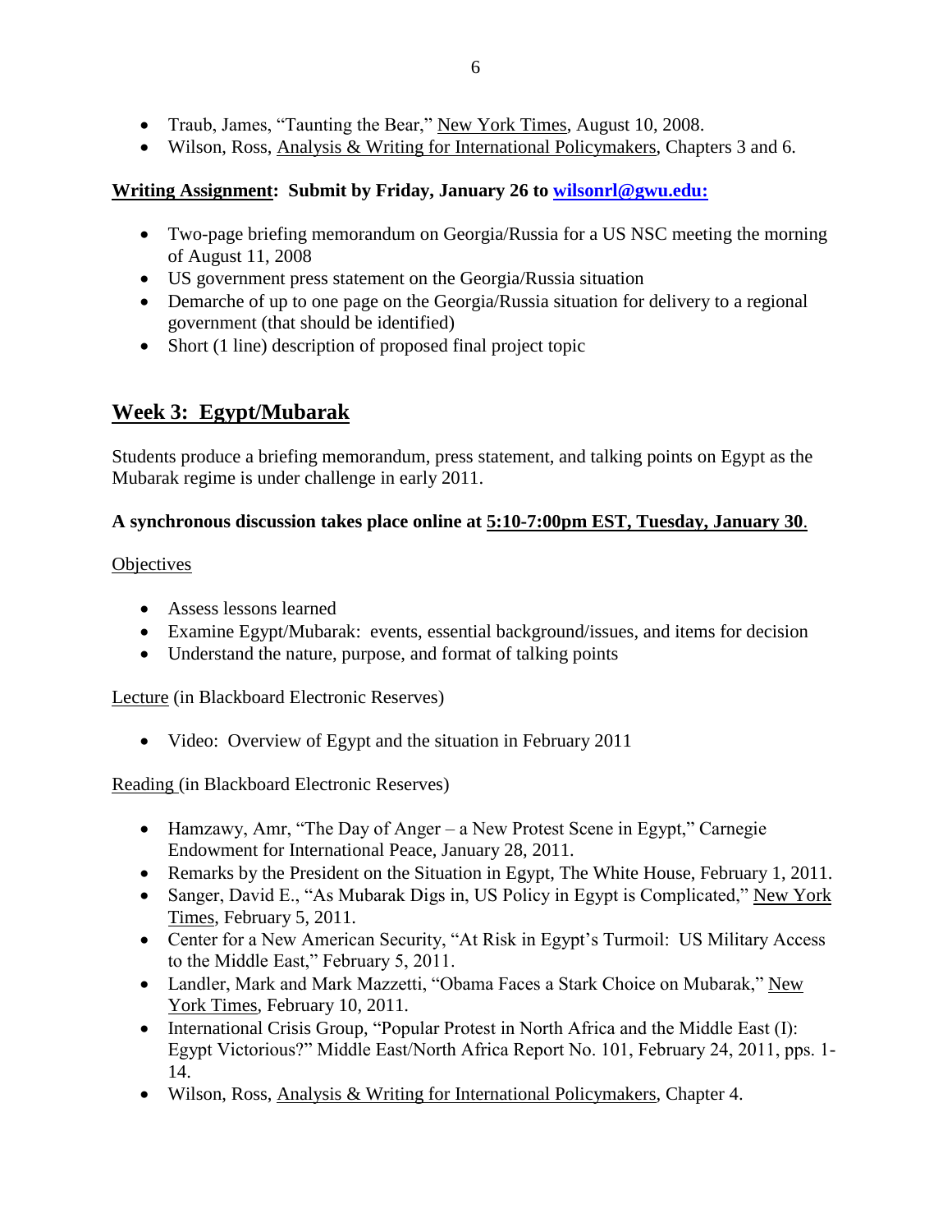- Traub, James, "Taunting the Bear," New York Times, August 10, 2008.
- Wilson, Ross, Analysis & Writing for International Policymakers, Chapters 3 and 6.

**Writing Assignment: Submit by Friday, January 26 to wilsonrl@gwu.edu:**

- Two-page briefing memorandum on Georgia/Russia for a US NSC meeting the morning of August 11, 2008
- US government press statement on the Georgia/Russia situation
- Demarche of up to one page on the Georgia/Russia situation for delivery to a regional government (that should be identified)
- Short (1 line) description of proposed final project topic

## Week 3: Egypt/Mubarak

Students produce a briefing memorandum, press statement, and talking points on Egypt as the Mubarak regime is under challenge in early 2011.

**A synchronous discussion takes place online at 5:10-7:00pm EST, Tuesday, January 30.**

Objectives

- Assess lessons learned
- Examine Egypt/Mubarak: events, essential background/issues, and items for decision
- Understand the nature, purpose, and format of talking points

Lecture (in Blackboard Electronic Reserves)

- Video: Overview of Egypt and the situation in February 2011

Reading (in Blackboard Electronic Reserves)

- Hamzawy, Amr, "The Day of Anger – a New Protest Scene in Egypt," Carnegie Endowment for International Peace, January 28, 2011.
- Remarks by the President on the Situation in Egypt, The White House, February 1, 2011.
- Sanger, David E., "As Mubarak Digs in, US Policy in Egypt is Complicated," New York Times, February 5, 2011.
- Center for a New American Security, "At Risk in Egypt's Turmoil: US Military Access to the Middle East," February 5, 2011.
- Landler, Mark and Mark Mazzetti, "Obama Faces a Stark Choice on Mubarak," New York Times, February 10, 2011.
- International Crisis Group, "Popular Protest in North Africa and the Middle East (I): Egypt Victorious?" Middle East/North Africa Report No. 101, February 24, 2011, pps. 1-14.
- Wilson, Ross, Analysis & Writing for International Policymakers, Chapter 4.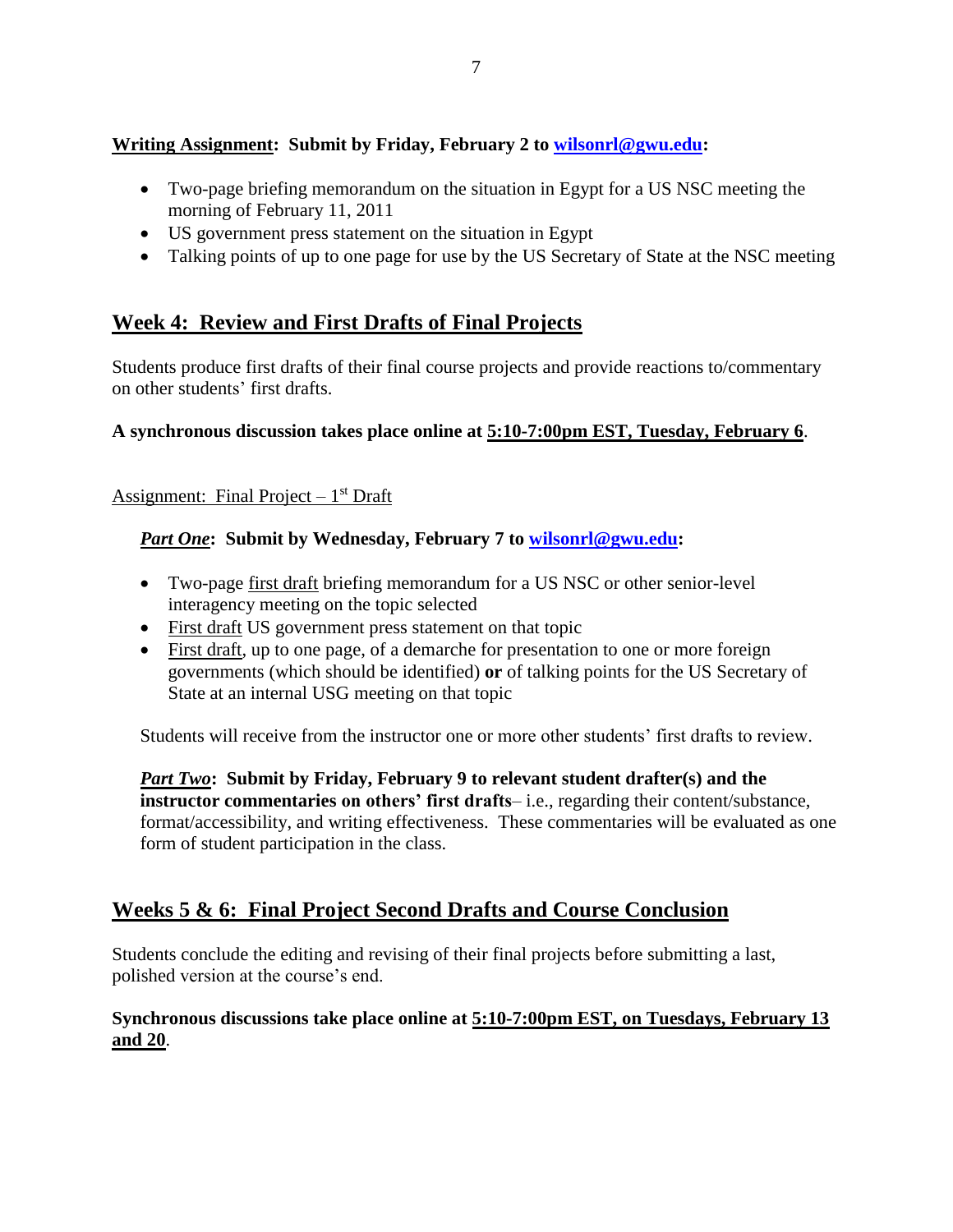**Writing Assignment: Submit by Friday, February 2 to [wilsonrl@gwu.edu](mailto:wilsonrl@gwu.edu):**

- Two-page briefing memorandum on the situation in Egypt for a US NSC meeting the morning of February 11, 2011
- US government press statement on the situation in Egypt
- Talking points of up to one page for use by the US Secretary of State at the NSC meeting

## Week 4: Review and First Drafts of Final Projects

Students produce first drafts of their final course projects and provide reactions to/commentary on other students' first drafts.

**A synchronous discussion takes place online at 5:10-7:00pm EST, Tuesday, February 6**.

Assignment: Final Project – 1st Draft

***Part One*: Submit by Wednesday, February 7 to [wilsonrl@gwu.edu](mailto:wilsonrl@gwu.edu):**

- Two-page first draft briefing memorandum for a US NSC or other senior-level interagency meeting on the topic selected
- First draft US government press statement on that topic
- First draft, up to one page, of a demarche for presentation to one or more foreign governments (which should be identified) **or** of talking points for the US Secretary of State at an internal USG meeting on that topic

Students will receive from the instructor one or more other students' first drafts to review.

***Part Two*: Submit by Friday, February 9 to relevant student drafter(s) and the instructor commentaries on others' first drafts**– i.e., regarding their content/substance, format/accessibility, and writing effectiveness. These commentaries will be evaluated as one form of student participation in the class.

## Weeks 5 & 6: Final Project Second Drafts and Course Conclusion

Students conclude the editing and revising of their final projects before submitting a last, polished version at the course's end.

**Synchronous discussions take place online at 5:10-7:00pm EST, on Tuesdays, February 13 and 20**.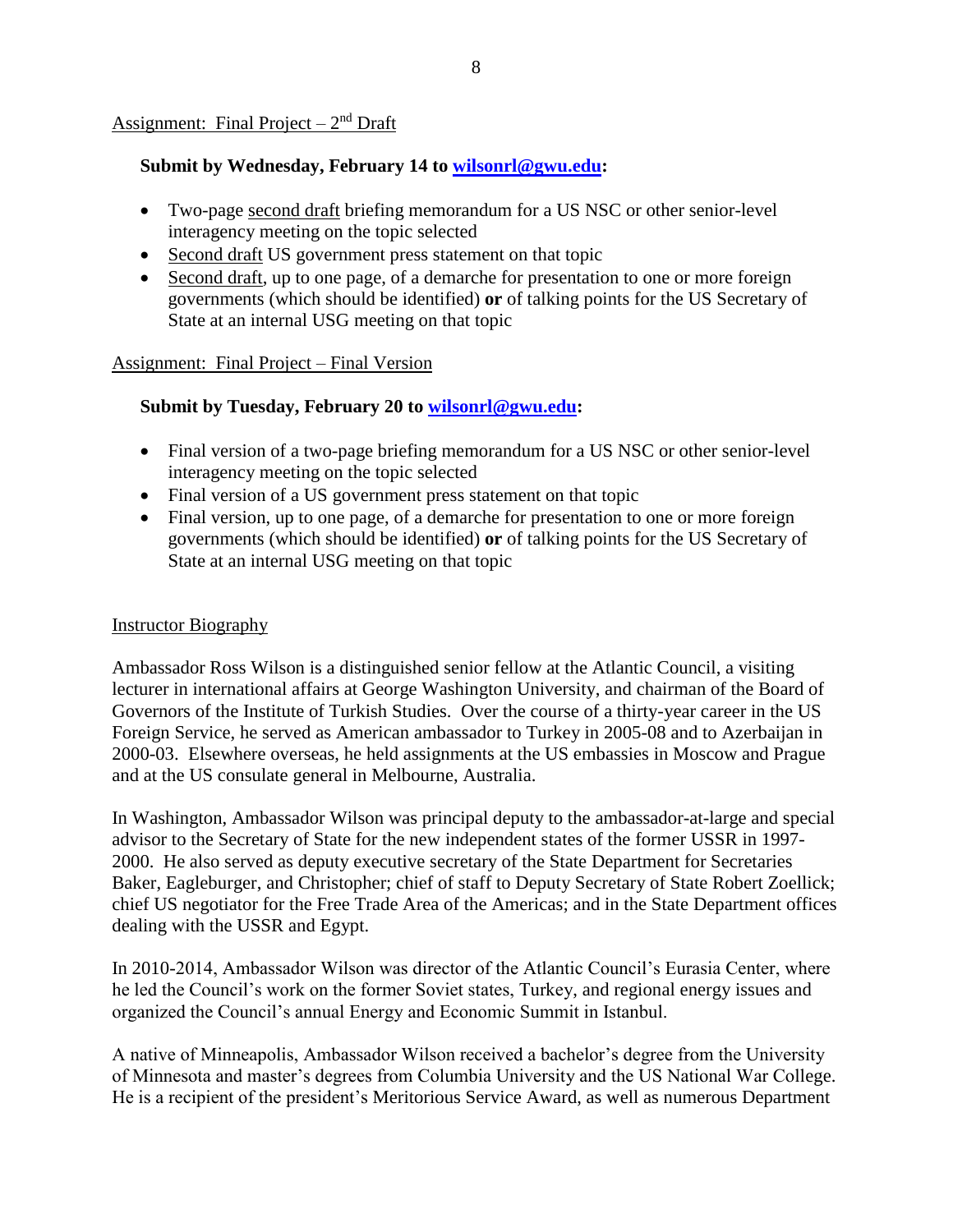Assignment: Final Project – 2nd Draft

**Submit by Wednesday, February 14 to [wilsonrl@gwu.edu](mailto:wilsonrl@gwu.edu):**

- Two-page second draft briefing memorandum for a US NSC or other senior-level interagency meeting on the topic selected
- Second draft US government press statement on that topic
- Second draft, up to one page, of a demarche for presentation to one or more foreign governments (which should be identified) **or** of talking points for the US Secretary of State at an internal USG meeting on that topic

Assignment: Final Project – Final Version

**Submit by Tuesday, February 20 to [wilsonrl@gwu.edu](mailto:wilsonrl@gwu.edu):**

- Final version of a two-page briefing memorandum for a US NSC or other senior-level interagency meeting on the topic selected
- Final version of a US government press statement on that topic
- Final version, up to one page, of a demarche for presentation to one or more foreign governments (which should be identified) **or** of talking points for the US Secretary of State at an internal USG meeting on that topic

Instructor Biography

Ambassador Ross Wilson is a distinguished senior fellow at the Atlantic Council, a visiting lecturer in international affairs at George Washington University, and chairman of the Board of Governors of the Institute of Turkish Studies. Over the course of a thirty-year career in the US Foreign Service, he served as American ambassador to Turkey in 2005-08 and to Azerbaijan in 2000-03. Elsewhere overseas, he held assignments at the US embassies in Moscow and Prague and at the US consulate general in Melbourne, Australia.

In Washington, Ambassador Wilson was principal deputy to the ambassador-at-large and special advisor to the Secretary of State for the new independent states of the former USSR in 1997-2000. He also served as deputy executive secretary of the State Department for Secretaries Baker, Eagleburger, and Christopher; chief of staff to Deputy Secretary of State Robert Zoellick; chief US negotiator for the Free Trade Area of the Americas; and in the State Department offices dealing with the USSR and Egypt.

In 2010-2014, Ambassador Wilson was director of the Atlantic Council's Eurasia Center, where he led the Council's work on the former Soviet states, Turkey, and regional energy issues and organized the Council's annual Energy and Economic Summit in Istanbul.

A native of Minneapolis, Ambassador Wilson received a bachelor's degree from the University of Minnesota and master's degrees from Columbia University and the US National War College. He is a recipient of the president's Meritorious Service Award, as well as numerous Department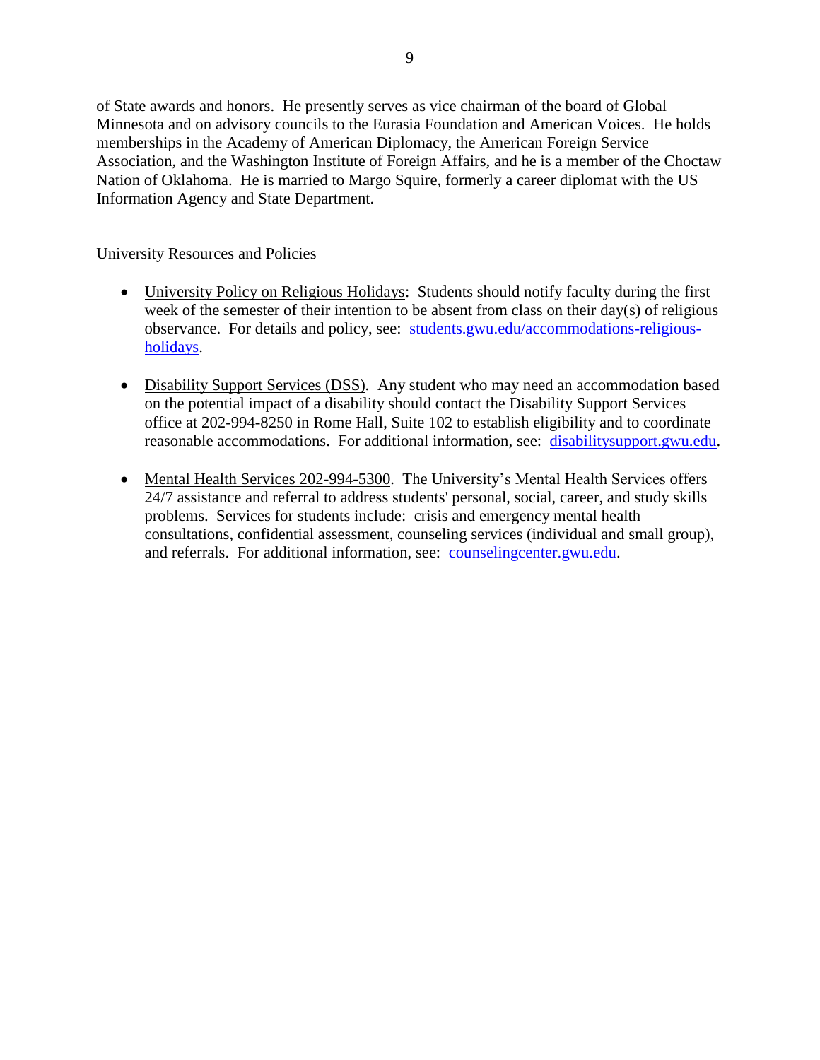of State awards and honors. He presently serves as vice chairman of the board of Global Minnesota and on advisory councils to the Eurasia Foundation and American Voices. He holds memberships in the Academy of American Diplomacy, the American Foreign Service Association, and the Washington Institute of Foreign Affairs, and he is a member of the Choctaw Nation of Oklahoma. He is married to Margo Squire, formerly a career diplomat with the US Information Agency and State Department.

## University Resources and Policies

- University Policy on Religious Holidays: Students should notify faculty during the first week of the semester of their intention to be absent from class on their day(s) of religious observance. For details and policy, see: [students.gwu.edu/accommodations-religious-holidays](students.gwu.edu/accommodations-religious-holidays).

- Disability Support Services (DSS). Any student who may need an accommodation based on the potential impact of a disability should contact the Disability Support Services office at 202-994-8250 in Rome Hall, Suite 102 to establish eligibility and to coordinate reasonable accommodations. For additional information, see: [disabilitysupport.gwu.edu](disabilitysupport.gwu.edu).

- Mental Health Services 202-994-5300. The University's Mental Health Services offers 24/7 assistance and referral to address students' personal, social, career, and study skills problems. Services for students include: crisis and emergency mental health consultations, confidential assessment, counseling services (individual and small group), and referrals. For additional information, see: [counselingcenter.gwu.edu](counselingcenter.gwu.edu).